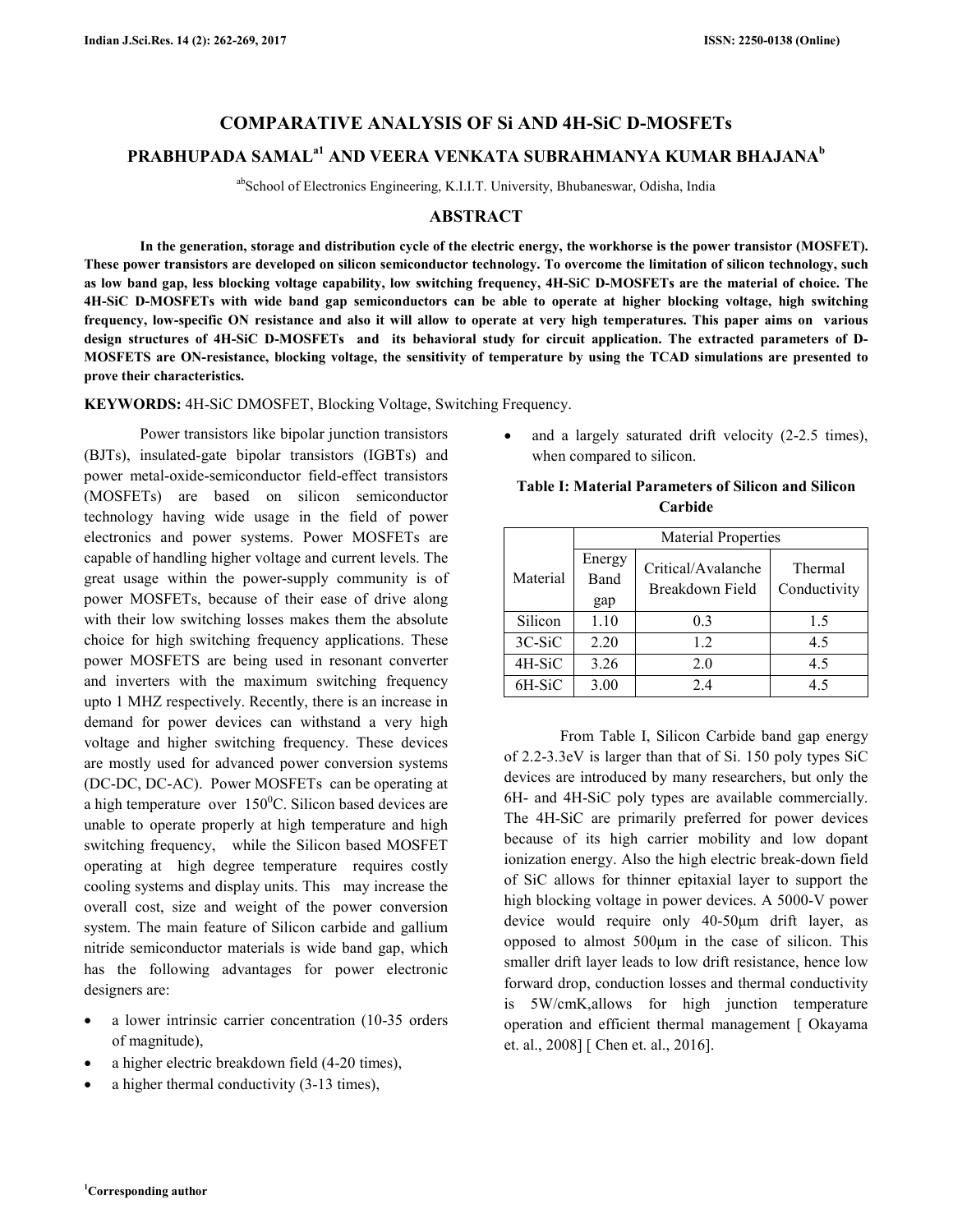# COMPARATIVE ANALYSIS OF Si AND 4H-SiC D-MOSFETs

**PRABHUPADA SAMAL[a1] AND VEERA VENKATA SUBRAHMANYA KUMAR BHAJANA[b]**

[ab]School of Electronics Engineering, K.I.I.T. University, Bhubaneswar, Odisha, India

## ABSTRACT

**In the generation, storage and distribution cycle of the electric energy, the workhorse is the power transistor (MOSFET). These power transistors are developed on silicon semiconductor technology. To overcome the limitation of silicon technology, such as low band gap, less blocking voltage capability, low switching frequency, 4H-SiC D-MOSFETs are the material of choice. The 4H-SiC D-MOSFETs with wide band gap semiconductors can be able to operate at higher blocking voltage, high switching frequency, low-specific ON resistance and also it will allow to operate at very high temperatures. This paper aims on various design structures of 4H-SiC D-MOSFETs and its behavioral study for circuit application. The extracted parameters of D-MOSFETS are ON-resistance, blocking voltage, the sensitivity of temperature by using the TCAD simulations are presented to prove their characteristics.**

**KEYWORDS:** 4H-SiC DMOSFET, Blocking Voltage, Switching Frequency.

Power transistors like bipolar junction transistors (BJTs), insulated-gate bipolar transistors (IGBTs) and power metal-oxide-semiconductor field-effect transistors (MOSFETs) are based on silicon semiconductor technology having wide usage in the field of power electronics and power systems. Power MOSFETs are capable of handling higher voltage and current levels. The great usage within the power-supply community is of power MOSFETs, because of their ease of drive along with their low switching losses makes them the absolute choice for high switching frequency applications. These power MOSFETS are being used in resonant converter and inverters with the maximum switching frequency upto 1 MHZ respectively. Recently, there is an increase in demand for power devices can withstand a very high voltage and higher switching frequency. These devices are mostly used for advanced power conversion systems (DC-DC, DC-AC). Power MOSFETs can be operating at a high temperature over $150^0$C. Silicon based devices are unable to operate properly at high temperature and high switching frequency, while the Silicon based MOSFET operating at high degree temperature requires costly cooling systems and display units. This may increase the overall cost, size and weight of the power conversion system. The main feature of Silicon carbide and gallium nitride semiconductor materials is wide band gap, which has the following advantages for power electronic designers are:

- a lower intrinsic carrier concentration (10-35 orders of magnitude),
- a higher electric breakdown field (4-20 times),
- a higher thermal conductivity (3-13 times),
- and a largely saturated drift velocity (2-2.5 times), when compared to silicon.

**Table I: Material Parameters of Silicon and Silicon Carbide**

| Material | Material Properties | | |
|---|---|---|---|
| | Energy Band gap | Critical/Avalanche Breakdown Field | Thermal Conductivity |
| Silicon | 1.10 | 0.3 | 1.5 |
| 3C-SiC | 2.20 | 1.2 | 4.5 |
| 4H-SiC | 3.26 | 2.0 | 4.5 |
| 6H-SiC | 3.00 | 2.4 | 4.5 |

From Table I, Silicon Carbide band gap energy of 2.2-3.3eV is larger than that of Si. 150 poly types SiC devices are introduced by many researchers, but only the 6H- and 4H-SiC poly types are available commercially. The 4H-SiC are primarily preferred for power devices because of its high carrier mobility and low dopant ionization energy. Also the high electric break-down field of SiC allows for thinner epitaxial layer to support the high blocking voltage in power devices. A 5000-V power device would require only 40-50µm drift layer, as opposed to almost 500µm in the case of silicon. This smaller drift layer leads to low drift resistance, hence low forward drop, conduction losses and thermal conductivity is 5W/cmK,allows for high junction temperature operation and efficient thermal management [ Okayama et. al., 2008] [ Chen et. al., 2016].

[1]Corresponding author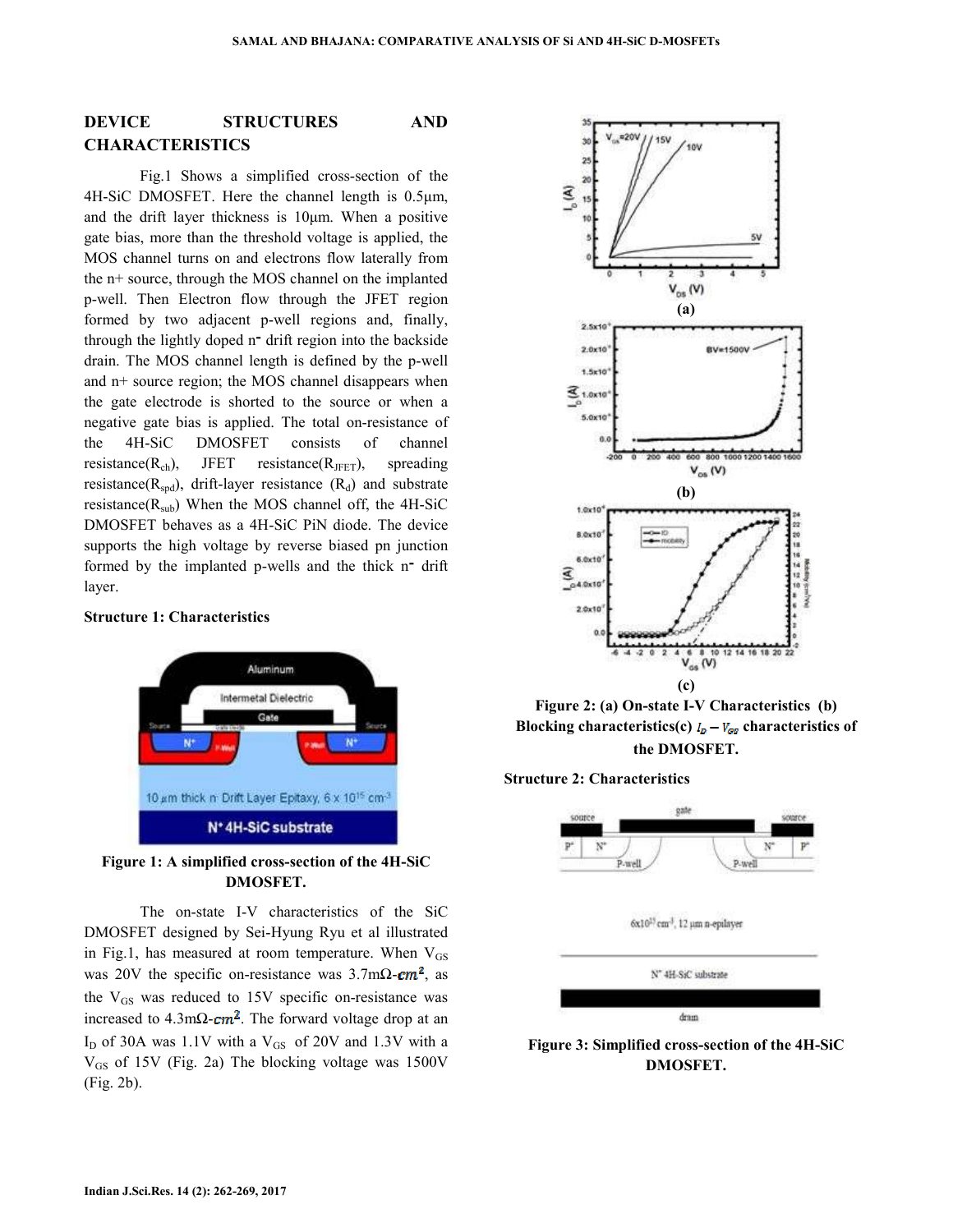## DEVICE STRUCTURES AND CHARACTERISTICS

Fig.1 Shows a simplified cross-section of the 4H-SiC DMOSFET. Here the channel length is 0.5μm, and the drift layer thickness is 10μm. When a positive gate bias, more than the threshold voltage is applied, the MOS channel turns on and electrons flow laterally from the n+ source, through the MOS channel on the implanted p-well. Then Electron flow through the JFET region formed by two adjacent p-well regions and, finally, through the lightly doped $n^-$ drift region into the backside drain. The MOS channel length is defined by the p-well and n+ source region; the MOS channel disappears when the gate electrode is shorted to the source or when a negative gate bias is applied. The total on-resistance of the 4H-SiC DMOSFET consists of channel resistance($R_{ch}$), JFET resistance($R_{JFET}$), spreading resistance($R_{spd}$), drift-layer resistance ($R_d$) and substrate resistance($R_{sub}$) When the MOS channel off, the 4H-SiC DMOSFET behaves as a 4H-SiC PiN diode. The device supports the high voltage by reverse biased pn junction formed by the implanted p-wells and the thick $n^-$ drift layer.

### Structure 1: Characteristics

Figure 1: A simplified cross-section of the 4H-SiC DMOSFET.

The on-state I-V characteristics of the SiC DMOSFET designed by Sei-Hyung Ryu et al illustrated in Fig.1, has measured at room temperature. When $V_{GS}$ was 20V the specific on-resistance was 3.7mΩ-$cm^2$, as the $V_{GS}$ was reduced to 15V specific on-resistance was increased to 4.3mΩ-$cm^2$. The forward voltage drop at an $I_D$ of 30A was 1.1V with a $V_{GS}$ of 20V and 1.3V with a $V_{GS}$ of 15V (Fig. 2a) The blocking voltage was 1500V (Fig. 2b).

(a)

(b)

(c)

Figure 2: (a) On-state I-V Characteristics (b) Blocking characteristics(c) $I_D - V_{GS}$ characteristics of the DMOSFET.

### Structure 2: Characteristics

Figure 3: Simplified cross-section of the 4H-SiC DMOSFET.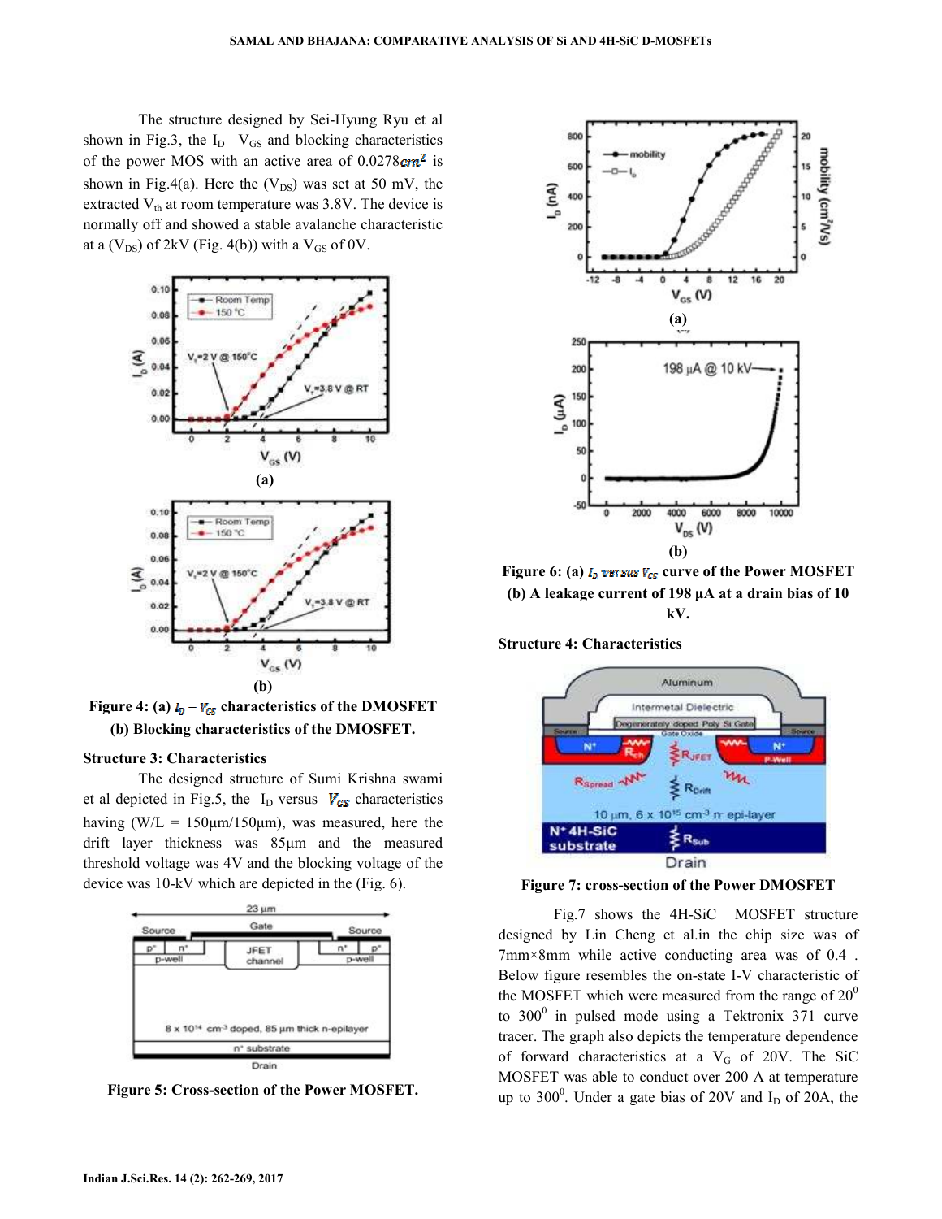The structure designed by Sei-Hyung Ryu et al shown in Fig.3, the $I_D$ –$V_{GS}$ and blocking characteristics of the power MOS with an active area of 0.0278$cm^2$ is shown in Fig.4(a). Here the ($V_{DS}$) was set at 50 mV, the extracted $V_{th}$ at room temperature was 3.8V. The device is normally off and showed a stable avalanche characteristic at a ($V_{DS}$) of 2kV (Fig. 4(b)) with a $V_{GS}$ of 0V.

(a)

(b)

**Figure 4: (a) $I_D - V_{GS}$ characteristics of the DMOSFET (b) Blocking characteristics of the DMOSFET.**

**Structure 3: Characteristics**

The designed structure of Sumi Krishna swami et al depicted in Fig.5, the $I_D$ versus $V_{GS}$ characteristics having (W/L = 150µm/150µm), was measured, here the drift layer thickness was 85µm and the measured threshold voltage was 4V and the blocking voltage of the device was 10-kV which are depicted in the (Fig. 6).

**Figure 5: Cross-section of the Power MOSFET.**

(a)

(b)

**Figure 6: (a) $I_D$ versus $V_{GS}$ curve of the Power MOSFET (b) A leakage current of 198 µA at a drain bias of 10 kV.**

**Structure 4: Characteristics**

**Figure 7: cross-section of the Power DMOSFET**

Fig.7 shows the 4H-SiC MOSFET structure designed by Lin Cheng et al.in the chip size was of 7mm×8mm while active conducting area was of 0.4 . Below figure resembles the on-state I-V characteristic of the MOSFET which were measured from the range of $20^0$ to $300^0$ in pulsed mode using a Tektronix 371 curve tracer. The graph also depicts the temperature dependence of forward characteristics at a $V_G$ of 20V. The SiC MOSFET was able to conduct over 200 A at temperature up to $300^0$. Under a gate bias of 20V and $I_D$ of 20A, the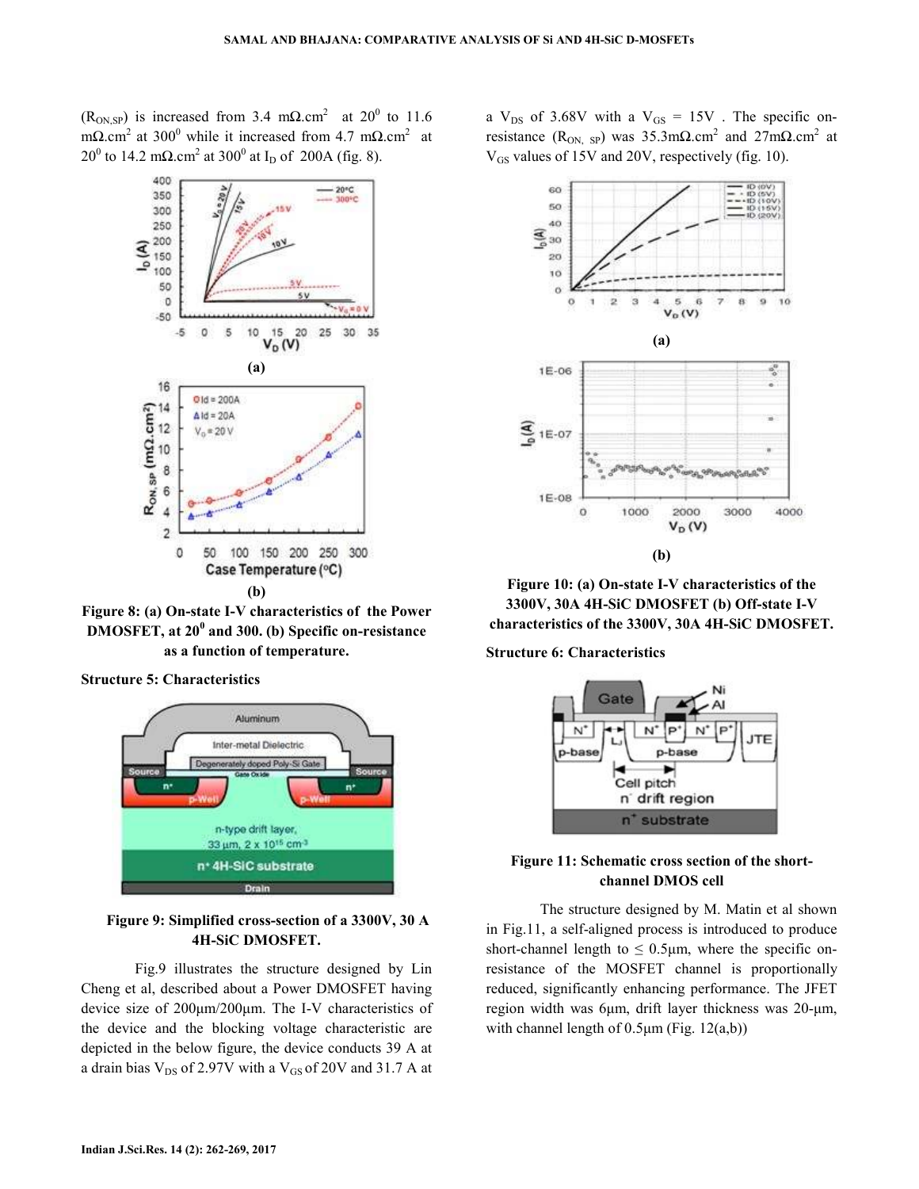($R_{ON,SP}$) is increased from 3.4 m$\Omega$.cm$^2$ at 20$^0$ to 11.6 m$\Omega$.cm$^2$ at 300$^0$ while it increased from 4.7 m$\Omega$.cm$^2$ at 20$^0$ to 14.2 m$\Omega$.cm$^2$ at 300$^0$ at $I_D$ of 200A (fig. 8).

**Figure 8: (a) On-state I-V characteristics of the Power DMOSFET, at 20$^0$ and 300. (b) Specific on-resistance as a function of temperature.**

**Structure 5: Characteristics**

**Figure 9: Simplified cross-section of a 3300V, 30 A 4H-SiC DMOSFET.**

Fig.9 illustrates the structure designed by Lin Cheng et al, described about a Power DMOSFET having device size of 200μm/200μm. The I-V characteristics of the device and the blocking voltage characteristic are depicted in the below figure, the device conducts 39 A at a drain bias $V_{DS}$ of 2.97V with a $V_{GS}$ of 20V and 31.7 A at a $V_{DS}$ of 3.68V with a $V_{GS}$ = 15V . The specific on-resistance ($R_{ON,\ SP}$) was 35.3m$\Omega$.cm$^2$ and 27m$\Omega$.cm$^2$ at $V_{GS}$ values of 15V and 20V, respectively (fig. 10).

**Figure 10: (a) On-state I-V characteristics of the 3300V, 30A 4H-SiC DMOSFET (b) Off-state I-V characteristics of the 3300V, 30A 4H-SiC DMOSFET.**

**Structure 6: Characteristics**

**Figure 11: Schematic cross section of the short-channel DMOS cell**

The structure designed by M. Matin et al shown in Fig.11, a self-aligned process is introduced to produce short-channel length to ≤ 0.5μm, where the specific on-resistance of the MOSFET channel is proportionally reduced, significantly enhancing performance. The JFET region width was 6μm, drift layer thickness was 20-μm, with channel length of 0.5μm (Fig. 12(a,b))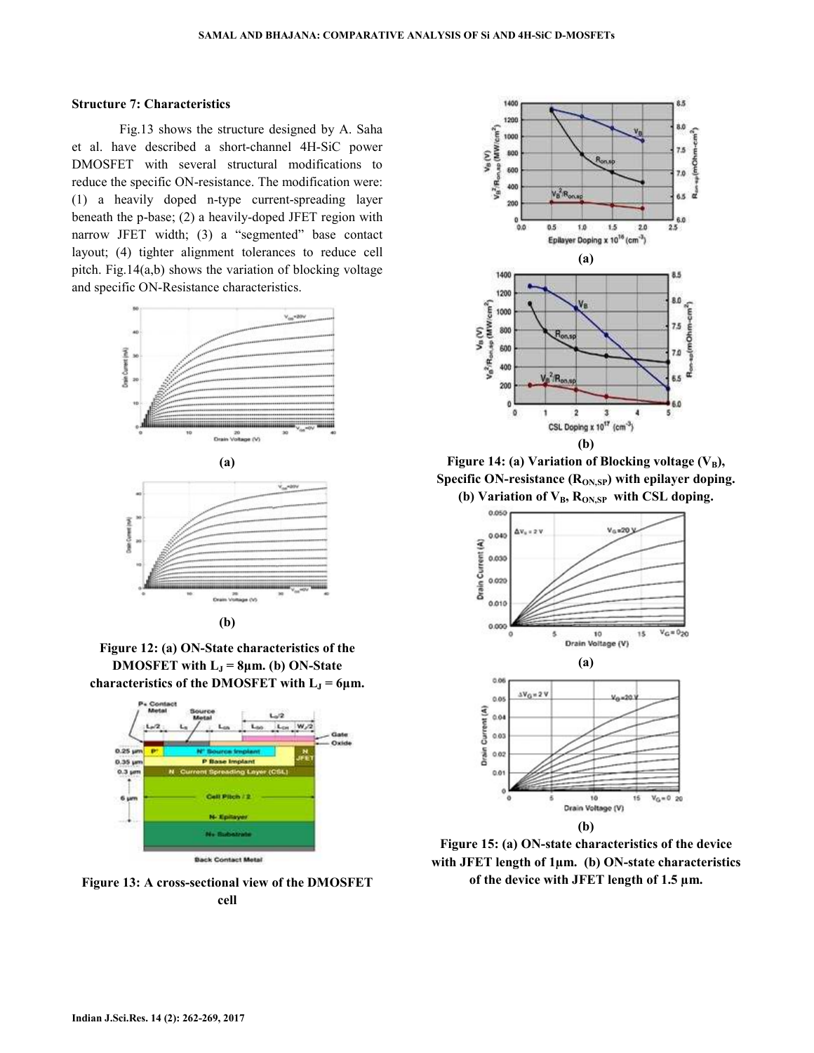### Structure 7: Characteristics

Fig.13 shows the structure designed by A. Saha et al. have described a short-channel 4H-SiC power DMOSFET with several structural modifications to reduce the specific ON-resistance. The modification were: (1) a heavily doped n-type current-spreading layer beneath the p-base; (2) a heavily-doped JFET region with narrow JFET width; (3) a "segmented" base contact layout; (4) tighter alignment tolerances to reduce cell pitch. Fig.14(a,b) shows the variation of blocking voltage and specific ON-Resistance characteristics.

(a)

(b)

**Figure 12: (a) ON-State characteristics of the DMOSFET with $L_J$ = 8µm. (b) ON-State characteristics of the DMOSFET with $L_J$ = 6µm.**

**Figure 13: A cross-sectional view of the DMOSFET cell**

(a)

(b)

**Figure 14: (a) Variation of Blocking voltage ($V_B$), Specific ON-resistance ($R_{ON,SP}$) with epilayer doping. (b) Variation of $V_B$, $R_{ON,SP}$ with CSL doping.**

(a)

(b)

**Figure 15: (a) ON-state characteristics of the device with JFET length of 1µm. (b) ON-state characteristics of the device with JFET length of 1.5 µm.**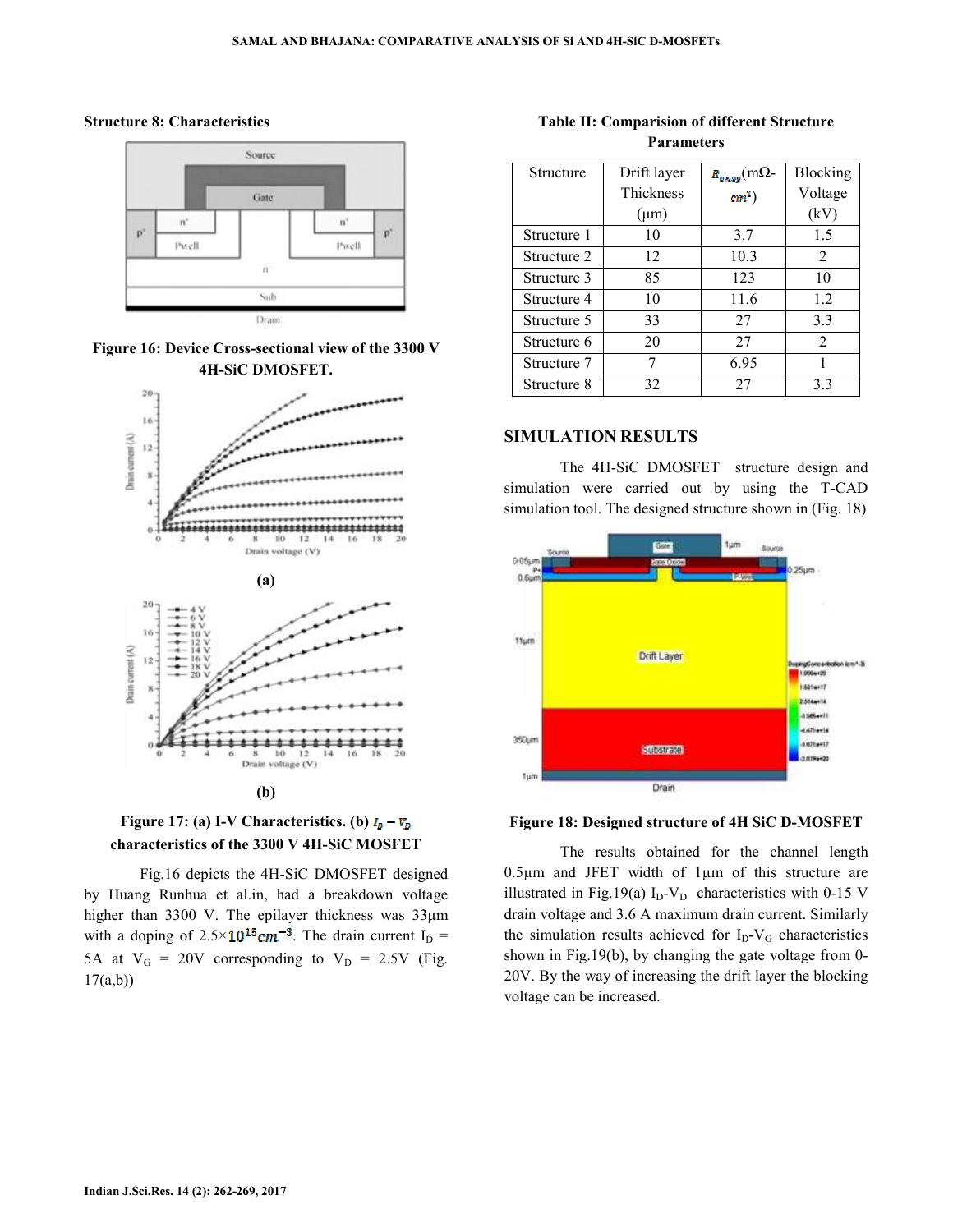### Structure 8: Characteristics

Figure 16: Device Cross-sectional view of the 3300 V 4H-SiC DMOSFET.

(a)

(b)

Figure 17: (a) I-V Characteristics. (b) $I_D - V_D$ characteristics of the 3300 V 4H-SiC MOSFET

Fig.16 depicts the 4H-SiC DMOSFET designed by Huang Runhua et al.in, had a breakdown voltage higher than 3300 V. The epilayer thickness was 33µm with a doping of $2.5\times10^{15}cm^{-3}$. The drain current $I_D$ = 5A at $V_G$ = 20V corresponding to $V_D$ = 2.5V (Fig. 17(a,b))

**Table II: Comparision of different Structure Parameters**

| Structure | Drift layer Thickness (µm) | $R_{on,sp}$(mΩ-$cm^2$) | Blocking Voltage (kV) |
|---|---|---|---|
| Structure 1 | 10 | 3.7 | 1.5 |
| Structure 2 | 12 | 10.3 | 2 |
| Structure 3 | 85 | 123 | 10 |
| Structure 4 | 10 | 11.6 | 1.2 |
| Structure 5 | 33 | 27 | 3.3 |
| Structure 6 | 20 | 27 | 2 |
| Structure 7 | 7 | 6.95 | 1 |
| Structure 8 | 32 | 27 | 3.3 |

## SIMULATION RESULTS

The 4H-SiC DMOSFET structure design and simulation were carried out by using the T-CAD simulation tool. The designed structure shown in (Fig. 18)

Figure 18: Designed structure of 4H SiC D-MOSFET

The results obtained for the channel length 0.5µm and JFET width of 1µm of this structure are illustrated in Fig.19(a) $I_D$-$V_D$ characteristics with 0-15 V drain voltage and 3.6 A maximum drain current. Similarly the simulation results achieved for $I_D$-$V_G$ characteristics shown in Fig.19(b), by changing the gate voltage from 0-20V. By the way of increasing the drift layer the blocking voltage can be increased.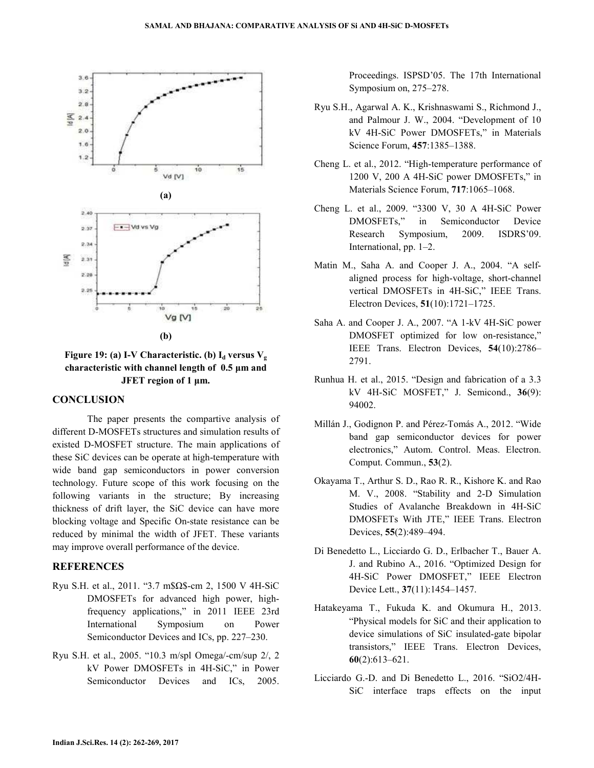(a)

(b)

**Figure 19: (a) I-V Characteristic. (b) $I_d$ versus $V_g$ characteristic with channel length of 0.5 µm and JFET region of 1 µm.**

## CONCLUSION

The paper presents the compartive analysis of different D-MOSFETs structures and simulation results of existed D-MOSFET structure. The main applications of these SiC devices can be operate at high-temperature with wide band gap semiconductors in power conversion technology. Future scope of this work focusing on the following variants in the structure; By increasing thickness of drift layer, the SiC device can have more blocking voltage and Specific On-state resistance can be reduced by minimal the width of JFET. These variants may improve overall performance of the device.

## REFERENCES

Ryu S.H. et al., 2011. "3.7 m$Ω$-cm 2, 1500 V 4H-SiC DMOSFETs for advanced high power, high-frequency applications," in 2011 IEEE 23rd International Symposium on Power Semiconductor Devices and ICs, pp. 227–230.

Ryu S.H. et al., 2005. "10.3 m/spl Omega/-cm/sup 2/, 2 kV Power DMOSFETs in 4H-SiC," in Power Semiconductor Devices and ICs, 2005. Proceedings. ISPSD'05. The 17th International Symposium on, 275–278.

Ryu S.H., Agarwal A. K., Krishnaswami S., Richmond J., and Palmour J. W., 2004. "Development of 10 kV 4H-SiC Power DMOSFETs," in Materials Science Forum, **457**:1385–1388.

Cheng L. et al., 2012. "High-temperature performance of 1200 V, 200 A 4H-SiC power DMOSFETs," in Materials Science Forum, **717**:1065–1068.

Cheng L. et al., 2009. "3300 V, 30 A 4H-SiC Power DMOSFETs," in Semiconductor Device Research Symposium, 2009. ISDRS'09. International, pp. 1–2.

Matin M., Saha A. and Cooper J. A., 2004. "A self-aligned process for high-voltage, short-channel vertical DMOSFETs in 4H-SiC," IEEE Trans. Electron Devices, **51**(10):1721–1725.

Saha A. and Cooper J. A., 2007. "A 1-kV 4H-SiC power DMOSFET optimized for low on-resistance," IEEE Trans. Electron Devices, **54**(10):2786–2791.

Runhua H. et al., 2015. "Design and fabrication of a 3.3 kV 4H-SiC MOSFET," J. Semicond., **36**(9): 94002.

Millán J., Godignon P. and Pérez-Tomás A., 2012. "Wide band gap semiconductor devices for power electronics," Autom. Control. Meas. Electron. Comput. Commun., **53**(2).

Okayama T., Arthur S. D., Rao R. R., Kishore K. and Rao M. V., 2008. "Stability and 2-D Simulation Studies of Avalanche Breakdown in 4H-SiC DMOSFETs With JTE," IEEE Trans. Electron Devices, **55**(2):489–494.

Di Benedetto L., Licciardo G. D., Erlbacher T., Bauer A. J. and Rubino A., 2016. "Optimized Design for 4H-SiC Power DMOSFET," IEEE Electron Device Lett., **37**(11):1454–1457.

Hatakeyama T., Fukuda K. and Okumura H., 2013. "Physical models for SiC and their application to device simulations of SiC insulated-gate bipolar transistors," IEEE Trans. Electron Devices, **60**(2):613–621.

Licciardo G.-D. and Di Benedetto L., 2016. "SiO2/4H-SiC interface traps effects on the input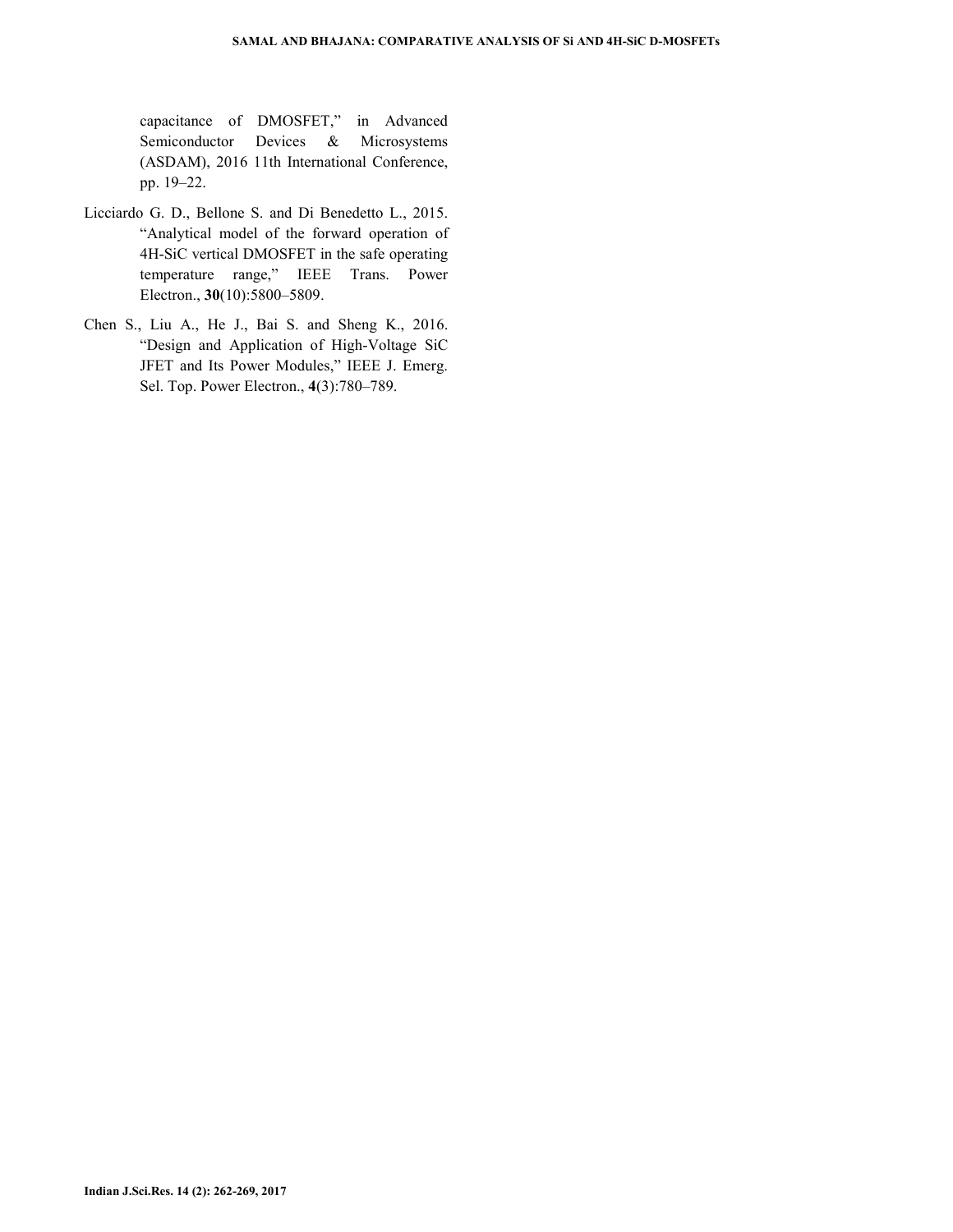capacitance of DMOSFET," in Advanced Semiconductor Devices & Microsystems (ASDAM), 2016 11th International Conference, pp. 19–22.

Licciardo G. D., Bellone S. and Di Benedetto L., 2015. "Analytical model of the forward operation of 4H-SiC vertical DMOSFET in the safe operating temperature range," IEEE Trans. Power Electron., **30**(10):5800–5809.

Chen S., Liu A., He J., Bai S. and Sheng K., 2016. "Design and Application of High-Voltage SiC JFET and Its Power Modules," IEEE J. Emerg. Sel. Top. Power Electron., **4**(3):780–789.